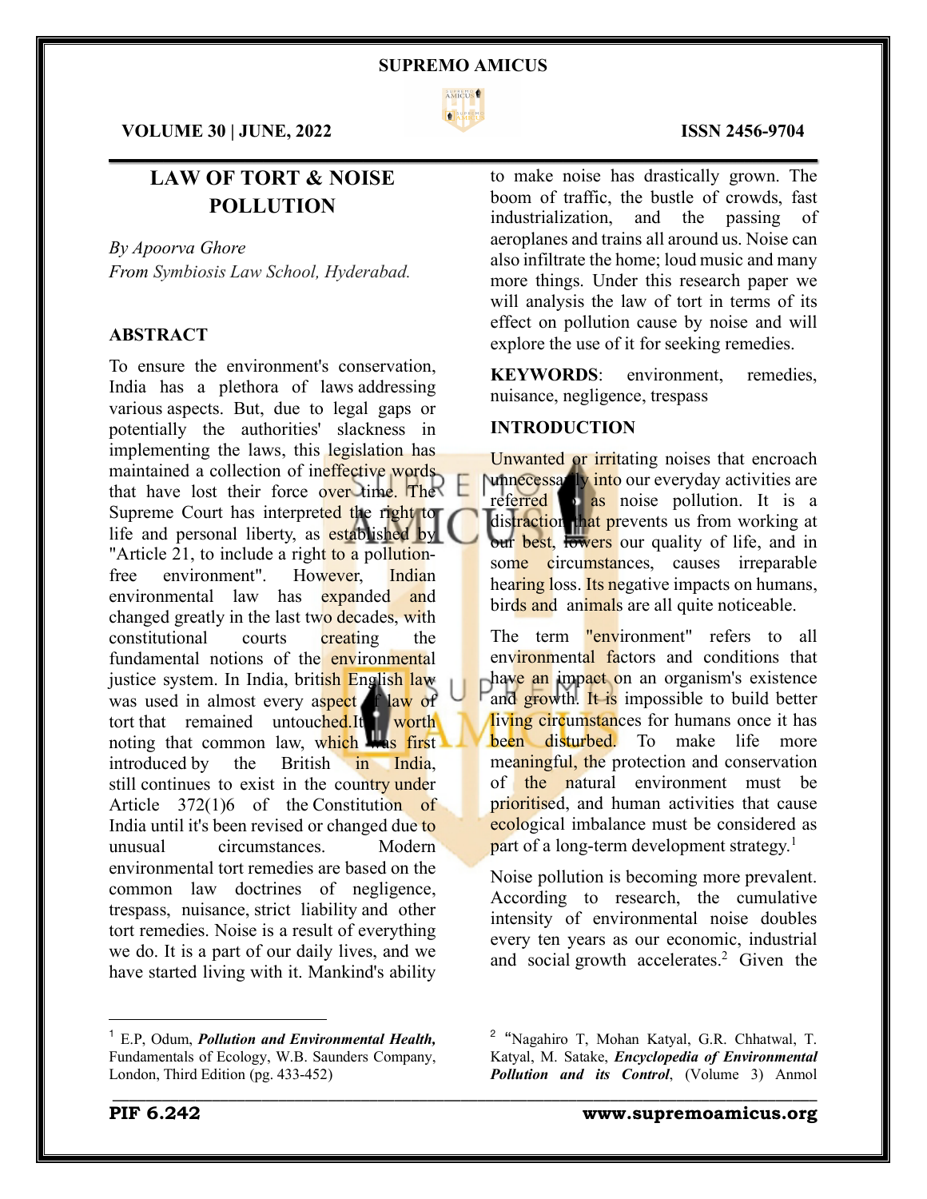# LAW OF TORT & NOISE POLLUTION

*By Apoorva Ghore*
*From Symbiosis Law School, Hyderabad.*

## ABSTRACT

To ensure the environment's conservation, India has a plethora of laws addressing various aspects. But, due to legal gaps or potentially the authorities' slackness in implementing the laws, this legislation has maintained a collection of ineffective words that have lost their force over time. The Supreme Court has interpreted the right to life and personal liberty, as established by "Article 21, to include a right to a pollution-free environment". However, Indian environmental law has expanded and changed greatly in the last two decades, with constitutional courts creating the fundamental notions of the environmental justice system. In India, british English law was used in almost every aspect of law of tort that remained untouched.It is worth noting that common law, which was first introduced by the British in India, still continues to exist in the country under Article 372(1)6 of the Constitution of India until it's been revised or changed due to unusual circumstances. Modern environmental tort remedies are based on the common law doctrines of negligence, trespass, nuisance, strict liability and other tort remedies. Noise is a result of everything we do. It is a part of our daily lives, and we have started living with it. Mankind's ability to make noise has drastically grown. The boom of traffic, the bustle of crowds, fast industrialization, and the passing of aeroplanes and trains all around us. Noise can also infiltrate the home; loud music and many more things. Under this research paper we will analysis the law of tort in terms of its effect on pollution cause by noise and will explore the use of it for seeking remedies.

**KEYWORDS**: environment, remedies, nuisance, negligence, trespass

## INTRODUCTION

Unwanted or irritating noises that encroach unnecessarily into our everyday activities are referred to as noise pollution. It is a distraction that prevents us from working at our best, lowers our quality of life, and in some circumstances, causes irreparable hearing loss. Its negative impacts on humans, birds and animals are all quite noticeable.

The term "environment" refers to all environmental factors and conditions that have an impact on an organism's existence and growth. It is impossible to build better living circumstances for humans once it has been disturbed. To make life more meaningful, the protection and conservation of the natural environment must be prioritised, and human activities that cause ecological imbalance must be considered as part of a long-term development strategy.[1]

Noise pollution is becoming more prevalent. According to research, the cumulative intensity of environmental noise doubles every ten years as our economic, industrial and social growth accelerates.[2] Given the

---

[1] E.P, Odum, ***Pollution and Environmental Health,*** Fundamentals of Ecology, W.B. Saunders Company, London, Third Edition (pg. 433-452)

[2] "Nagahiro T, Mohan Katyal, G.R. Chhatwal, T. Katyal, M. Satake, ***Encyclopedia of Environmental Pollution and its Control***, (Volume 3) Anmol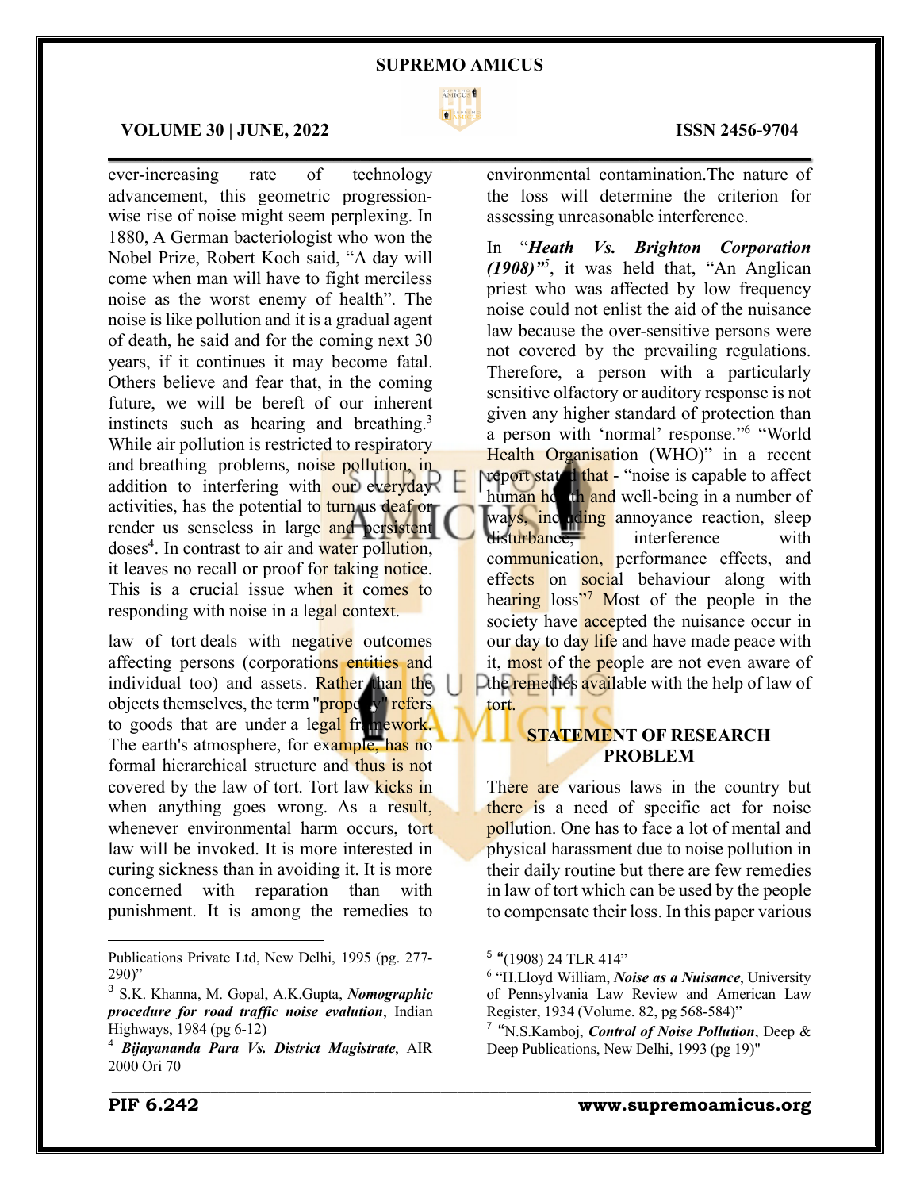ever-increasing rate of technology advancement, this geometric progression-wise rise of noise might seem perplexing. In 1880, A German bacteriologist who won the Nobel Prize, Robert Koch said, "A day will come when man will have to fight merciless noise as the worst enemy of health". The noise is like pollution and it is a gradual agent of death, he said and for the coming next 30 years, if it continues it may become fatal. Others believe and fear that, in the coming future, we will be bereft of our inherent instincts such as hearing and breathing.[3] While air pollution is restricted to respiratory and breathing problems, noise pollution, in addition to interfering with our everyday activities, has the potential to turn us deaf or render us senseless in large and persistent doses[4]. In contrast to air and water pollution, it leaves no recall or proof for taking notice. This is a crucial issue when it comes to responding with noise in a legal context.

law of tort deals with negative outcomes affecting persons (corporations entities and individual too) and assets. Rather than the objects themselves, the term "property" refers to goods that are under a legal framework. The earth's atmosphere, for example, has no formal hierarchical structure and thus is not covered by the law of tort. Tort law kicks in when anything goes wrong. As a result, whenever environmental harm occurs, tort law will be invoked. It is more interested in curing sickness than in avoiding it. It is more concerned with reparation than with punishment. It is among the remedies to environmental contamination.The nature of the loss will determine the criterion for assessing unreasonable interference.

In "***Heath Vs. Brighton Corporation (1908)***"[5], it was held that, "An Anglican priest who was affected by low frequency noise could not enlist the aid of the nuisance law because the over-sensitive persons were not covered by the prevailing regulations. Therefore, a person with a particularly sensitive olfactory or auditory response is not given any higher standard of protection than a person with 'normal' response."[6] "World Health Organisation (WHO)" in a recent report stated that - "noise is capable to affect human health and well-being in a number of ways, including annoyance reaction, sleep disturbance, interference with communication, performance effects, and effects on social behaviour along with hearing loss"[7] Most of the people in the society have accepted the nuisance occur in our day to day life and have made peace with it, most of the people are not even aware of the remedies available with the help of law of tort.

## STATEMENT OF RESEARCH PROBLEM

There are various laws in the country but there is a need of specific act for noise pollution. One has to face a lot of mental and physical harassment due to noise pollution in their daily routine but there are few remedies in law of tort which can be used by the people to compensate their loss. In this paper various

---

Publications Private Ltd, New Delhi, 1995 (pg. 277-290)"

[3] S.K. Khanna, M. Gopal, A.K.Gupta, ***Nomographic procedure for road traffic noise evalution***, Indian Highways, 1984 (pg 6-12)

[4] ***Bijayananda Para Vs. District Magistrate***, AIR 2000 Ori 70

[5] "(1908) 24 TLR 414"

[6] "H.Lloyd William, ***Noise as a Nuisance***, University of Pennsylvania Law Review and American Law Register, 1934 (Volume. 82, pg 568-584)"

[7] "N.S.Kamboj, ***Control of Noise Pollution***, Deep & Deep Publications, New Delhi, 1993 (pg 19)"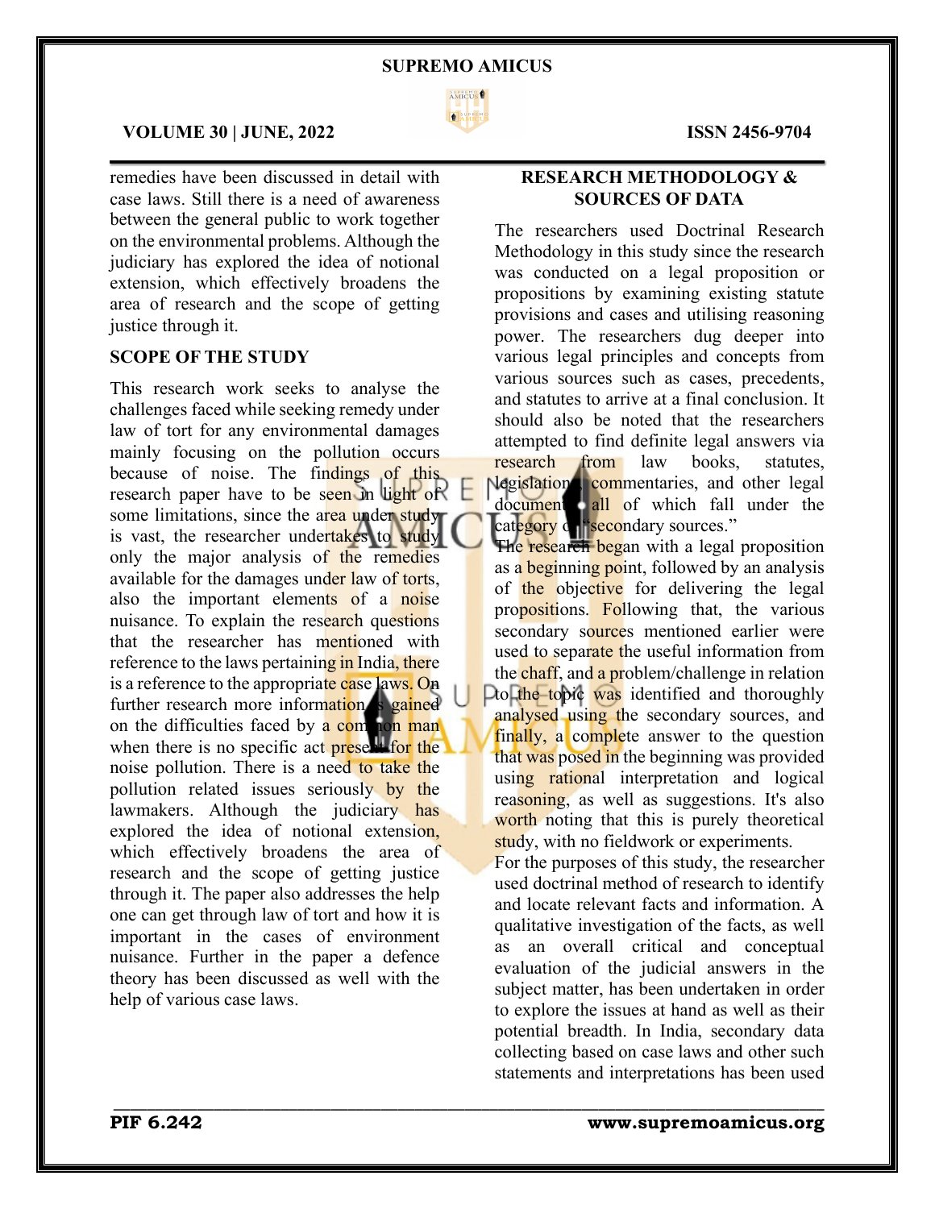remedies have been discussed in detail with case laws. Still there is a need of awareness between the general public to work together on the environmental problems. Although the judiciary has explored the idea of notional extension, which effectively broadens the area of research and the scope of getting justice through it.

## SCOPE OF THE STUDY

This research work seeks to analyse the challenges faced while seeking remedy under law of tort for any environmental damages mainly focusing on the pollution occurs because of noise. The findings of this research paper have to be seen in light of some limitations, since the area under study is vast, the researcher undertakes to study only the major analysis of the remedies available for the damages under law of torts, also the important elements of a noise nuisance. To explain the research questions that the researcher has mentioned with reference to the laws pertaining in India, there is a reference to the appropriate case laws. On further research more information is gained on the difficulties faced by a common man when there is no specific act present for the noise pollution. There is a need to take the pollution related issues seriously by the lawmakers. Although the judiciary has explored the idea of notional extension, which effectively broadens the area of research and the scope of getting justice through it. The paper also addresses the help one can get through law of tort and how it is important in the cases of environment nuisance. Further in the paper a defence theory has been discussed as well with the help of various case laws.

## RESEARCH METHODOLOGY & SOURCES OF DATA

The researchers used Doctrinal Research Methodology in this study since the research was conducted on a legal proposition or propositions by examining existing statute provisions and cases and utilising reasoning power. The researchers dug deeper into various legal principles and concepts from various sources such as cases, precedents, and statutes to arrive at a final conclusion. It should also be noted that the researchers attempted to find definite legal answers via research from law books, statutes, legislations, commentaries, and other legal documents, all of which fall under the category of "secondary sources."

The research began with a legal proposition as a beginning point, followed by an analysis of the objective for delivering the legal propositions. Following that, the various secondary sources mentioned earlier were used to separate the useful information from the chaff, and a problem/challenge in relation to the topic was identified and thoroughly analysed using the secondary sources, and finally, a complete answer to the question that was posed in the beginning was provided using rational interpretation and logical reasoning, as well as suggestions. It's also worth noting that this is purely theoretical study, with no fieldwork or experiments.

For the purposes of this study, the researcher used doctrinal method of research to identify and locate relevant facts and information. A qualitative investigation of the facts, as well as an overall critical and conceptual evaluation of the judicial answers in the subject matter, has been undertaken in order to explore the issues at hand as well as their potential breadth. In India, secondary data collecting based on case laws and other such statements and interpretations has been used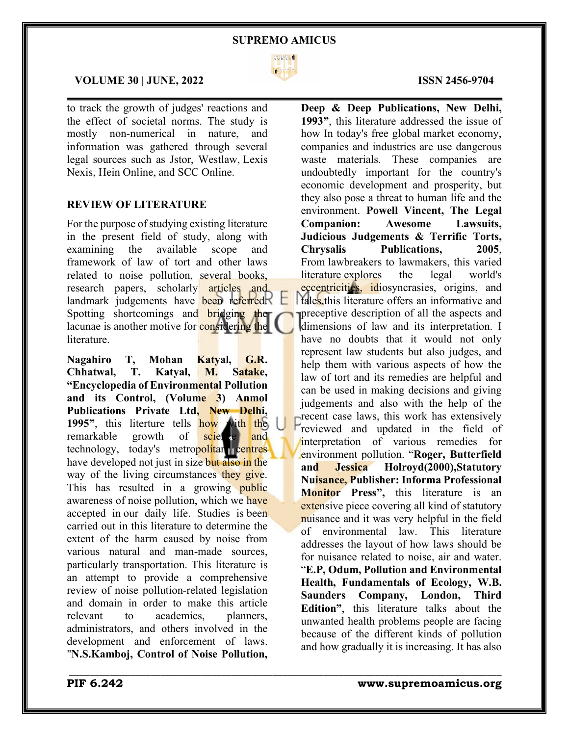to track the growth of judges' reactions and the effect of societal norms. The study is mostly non-numerical in nature, and information was gathered through several legal sources such as Jstor, Westlaw, Lexis Nexis, Hein Online, and SCC Online.

## REVIEW OF LITERATURE

For the purpose of studying existing literature in the present field of study, along with examining the available scope and framework of law of tort and other laws related to noise pollution, several books, research papers, scholarly articles and landmark judgements have been referred. Spotting shortcomings and bridging the lacunae is another motive for considering the literature.

**Nagahiro T, Mohan Katyal, G.R. Chhatwal, T. Katyal, M. Satake, "Encyclopedia of Environmental Pollution and its Control, (Volume 3) Anmol Publications Private Ltd, New Delhi, 1995"**, this literture tells how with the remarkable growth of science and technology, today's metropolitan centres have developed not just in size but also in the way of the living circumstances they give. This has resulted in a growing public awareness of noise pollution, which we have accepted in our daily life. Studies is been carried out in this literature to determine the extent of the harm caused by noise from various natural and man-made sources, particularly transportation. This literature is an attempt to provide a comprehensive review of noise pollution-related legislation and domain in order to make this article relevant to academics, planners, administrators, and others involved in the development and enforcement of laws. "**N.S.Kamboj, Control of Noise Pollution, Deep & Deep Publications, New Delhi, 1993"**, this literature addressed the issue of how In today's free global market economy, companies and industries are use dangerous waste materials. These companies are undoubtedly important for the country's economic development and prosperity, but they also pose a threat to human life and the environment. **Powell Vincent, The Legal Companion: Awesome Lawsuits, Judicious Judgements & Terrific Torts, Chrysalis Publications, 2005**, From lawbreakers to lawmakers, this varied literature explores the legal world's eccentricities, idiosyncrasies, origins, and tales.this literature offers an informative and preceptive description of all the aspects and dimensions of law and its interpretation. I have no doubts that it would not only represent law students but also judges, and help them with various aspects of how the law of tort and its remedies are helpful and can be used in making decisions and giving judgements and also with the help of the recent case laws, this work has extensively reviewed and updated in the field of interpretation of various remedies for environment pollution. "**Roger, Butterfield and Jessica Holroyd(2000),Statutory Nuisance, Publisher: Informa Professional Monitor Press",** this literature is an extensive piece covering all kind of statutory nuisance and it was very helpful in the field of environmental law. This literature addresses the layout of how laws should be for nuisance related to noise, air and water. "**E.P, Odum, Pollution and Environmental Health, Fundamentals of Ecology, W.B. Saunders Company, London, Third Edition"**, this literature talks about the unwanted health problems people are facing because of the different kinds of pollution and how gradually it is increasing. It has also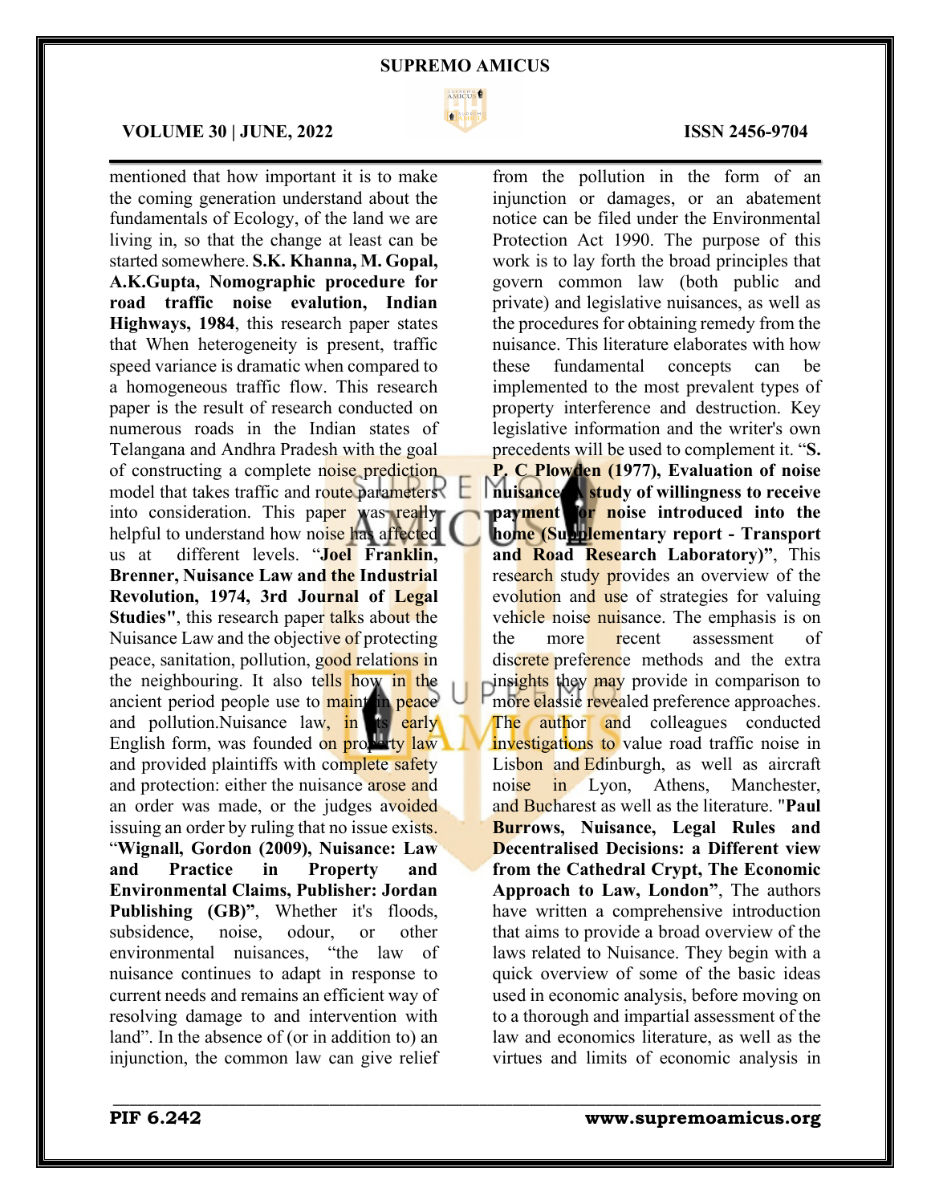mentioned that how important it is to make the coming generation understand about the fundamentals of Ecology, of the land we are living in, so that the change at least can be started somewhere. **S.K. Khanna, M. Gopal, A.K.Gupta, Nomographic procedure for road traffic noise evalution, Indian Highways, 1984**, this research paper states that When heterogeneity is present, traffic speed variance is dramatic when compared to a homogeneous traffic flow. This research paper is the result of research conducted on numerous roads in the Indian states of Telangana and Andhra Pradesh with the goal of constructing a complete noise prediction model that takes traffic and route parameters into consideration. This paper was really helpful to understand how noise has affected us at different levels. "**Joel Franklin, Brenner, Nuisance Law and the Industrial Revolution, 1974, 3rd Journal of Legal Studies"**, this research paper talks about the Nuisance Law and the objective of protecting peace, sanitation, pollution, good relations in the neighbouring. It also tells how in the ancient period people use to maintain peace and pollution.Nuisance law, in its early English form, was founded on property law and provided plaintiffs with complete safety and protection: either the nuisance arose and an order was made, or the judges avoided issuing an order by ruling that no issue exists. "**Wignall, Gordon (2009), Nuisance: Law and Practice in Property and Environmental Claims, Publisher: Jordan Publishing (GB)"**, Whether it's floods, subsidence, noise, odour, or other environmental nuisances, "the law of nuisance continues to adapt in response to current needs and remains an efficient way of resolving damage to and intervention with land". In the absence of (or in addition to) an injunction, the common law can give relief from the pollution in the form of an injunction or damages, or an abatement notice can be filed under the Environmental Protection Act 1990. The purpose of this work is to lay forth the broad principles that govern common law (both public and private) and legislative nuisances, as well as the procedures for obtaining remedy from the nuisance. This literature elaborates with how these fundamental concepts can be implemented to the most prevalent types of property interference and destruction. Key legislative information and the writer's own precedents will be used to complement it. "**S. P. C Plowden (1977), Evaluation of noise nuisance: A study of willingness to receive payment for noise introduced into the home (Supplementary report - Transport and Road Research Laboratory)"**, This research study provides an overview of the evolution and use of strategies for valuing vehicle noise nuisance. The emphasis is on the more recent assessment of discrete preference methods and the extra insights they may provide in comparison to more classic revealed preference approaches. The author and colleagues conducted investigations to value road traffic noise in Lisbon and Edinburgh, as well as aircraft noise in Lyon, Athens, Manchester, and Bucharest as well as the literature. "**Paul Burrows, Nuisance, Legal Rules and Decentralised Decisions: a Different view from the Cathedral Crypt, The Economic Approach to Law, London"**, The authors have written a comprehensive introduction that aims to provide a broad overview of the laws related to Nuisance. They begin with a quick overview of some of the basic ideas used in economic analysis, before moving on to a thorough and impartial assessment of the law and economics literature, as well as the virtues and limits of economic analysis in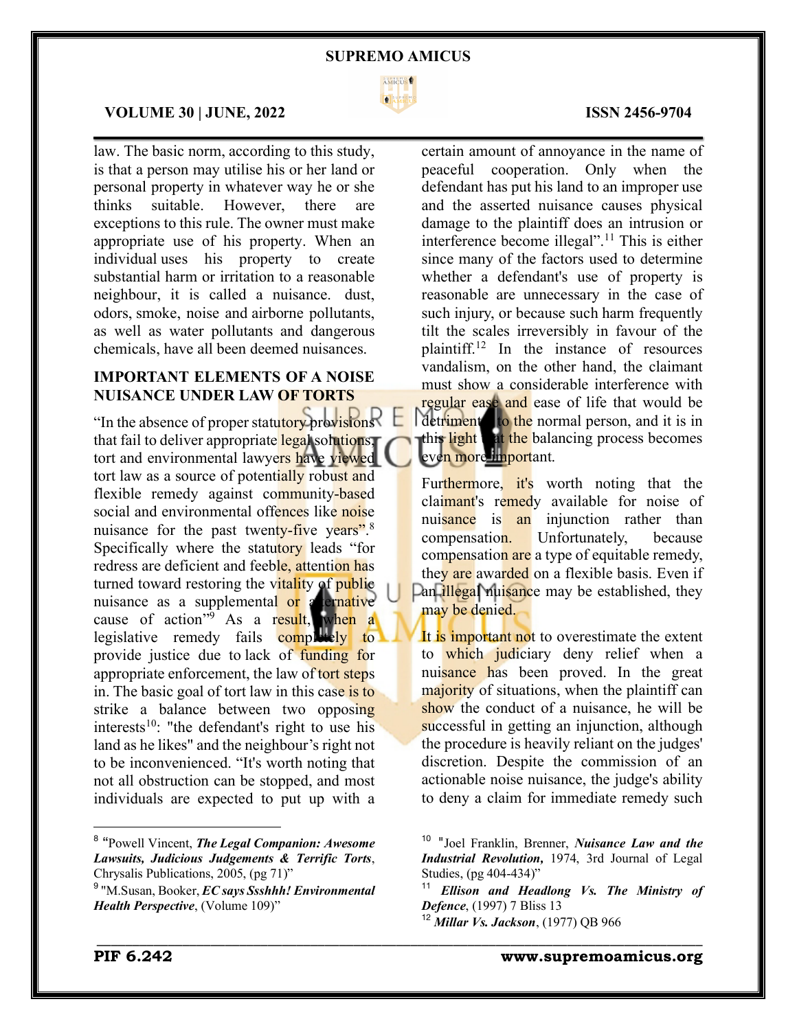law. The basic norm, according to this study, is that a person may utilise his or her land or personal property in whatever way he or she thinks suitable. However, there are exceptions to this rule. The owner must make appropriate use of his property. When an individual uses his property to create substantial harm or irritation to a reasonable neighbour, it is called a nuisance. dust, odors, smoke, noise and airborne pollutants, as well as water pollutants and dangerous chemicals, have all been deemed nuisances.

## IMPORTANT ELEMENTS OF A NOISE NUISANCE UNDER LAW OF TORTS

"In the absence of proper statutory provisions that fail to deliver appropriate legal solutions, tort and environmental lawyers have viewed tort law as a source of potentially robust and flexible remedy against community-based social and environmental offences like noise nuisance for the past twenty-five years".[8] Specifically where the statutory leads "for redress are deficient and feeble, attention has turned toward restoring the vitality of public nuisance as a supplemental or alternative cause of action"[9] As a result, when a legislative remedy fails completely to provide justice due to lack of funding for appropriate enforcement, the law of tort steps in. The basic goal of tort law in this case is to strike a balance between two opposing interests[10]: "the defendant's right to use his land as he likes" and the neighbour's right not to be inconvenienced. "It's worth noting that not all obstruction can be stopped, and most individuals are expected to put up with a certain amount of annoyance in the name of peaceful cooperation. Only when the defendant has put his land to an improper use and the asserted nuisance causes physical damage to the plaintiff does an intrusion or interference become illegal".[11] This is either since many of the factors used to determine whether a defendant's use of property is reasonable are unnecessary in the case of such injury, or because such harm frequently tilt the scales irreversibly in favour of the plaintiff.[12] In the instance of resources vandalism, on the other hand, the claimant must show a considerable interference with regular ease and ease of life that would be detriment to the normal person, and it is in this light that the balancing process becomes even more important.

Furthermore, it's worth noting that the claimant's remedy available for noise of nuisance is an injunction rather than compensation. Unfortunately, because compensation are a type of equitable remedy, they are awarded on a flexible basis. Even if an illegal nuisance may be established, they may be denied.

It is important not to overestimate the extent to which judiciary deny relief when a nuisance has been proved. In the great majority of situations, when the plaintiff can show the conduct of a nuisance, he will be successful in getting an injunction, although the procedure is heavily reliant on the judges' discretion. Despite the commission of an actionable noise nuisance, the judge's ability to deny a claim for immediate remedy such

---

[8] "Powell Vincent, ***The Legal Companion: Awesome Lawsuits, Judicious Judgements & Terrific Torts***, Chrysalis Publications, 2005, (pg 71)"

[9] "M.Susan, Booker, ***EC says Ssshhh! Environmental Health Perspective***, (Volume 109)"

[10] "Joel Franklin, Brenner, ***Nuisance Law and the Industrial Revolution***, 1974, 3rd Journal of Legal Studies, (pg 404-434)"

[11] ***Ellison and Headlong Vs. The Ministry of Defence***, (1997) 7 Bliss 13

[12] ***Millar Vs. Jackson***, (1977) QB 966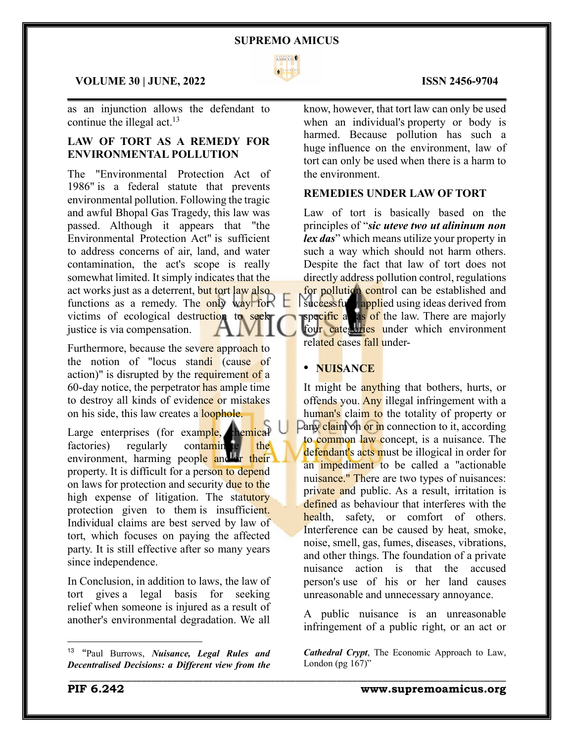as an injunction allows the defendant to continue the illegal act.[13]

## LAW OF TORT AS A REMEDY FOR ENVIRONMENTAL POLLUTION

The "Environmental Protection Act of 1986" is a federal statute that prevents environmental pollution. Following the tragic and awful Bhopal Gas Tragedy, this law was passed. Although it appears that "the Environmental Protection Act" is sufficient to address concerns of air, land, and water contamination, the act's scope is really somewhat limited. It simply indicates that the act works just as a deterrent, but tort law also functions as a remedy. The only way for victims of ecological destruction to seek justice is via compensation.

Furthermore, because the severe approach to the notion of "locus standi (cause of action)" is disrupted by the requirement of a 60-day notice, the perpetrator has ample time to destroy all kinds of evidence or mistakes on his side, this law creates a loophole.

Large enterprises (for example, chemical factories) regularly contaminate the environment, harming people and/or their property. It is difficult for a person to depend on laws for protection and security due to the high expense of litigation. The statutory protection given to them is insufficient. Individual claims are best served by law of tort, which focuses on paying the affected party. It is still effective after so many years since independence.

In Conclusion, in addition to laws, the law of tort gives a legal basis for seeking relief when someone is injured as a result of another's environmental degradation. We all know, however, that tort law can only be used when an individual's property or body is harmed. Because pollution has such a huge influence on the environment, law of tort can only be used when there is a harm to the environment.

## REMEDIES UNDER LAW OF TORT

Law of tort is basically based on the principles of "***sic uteve two ut alininum non lex das***" which means utilize your property in such a way which should not harm others. Despite the fact that law of tort does not directly address pollution control, regulations for pollution control can be established and successfully applied using ideas derived from specific areas of the law. There are majorly four categories under which environment related cases fall under-

- **NUISANCE**

It might be anything that bothers, hurts, or offends you. Any illegal infringement with a human's claim to the totality of property or any claim on or in connection to it, according to common law concept, is a nuisance. The defendant's acts must be illogical in order for an impediment to be called a "actionable nuisance." There are two types of nuisances: private and public. As a result, irritation is defined as behaviour that interferes with the health, safety, or comfort of others. Interference can be caused by heat, smoke, noise, smell, gas, fumes, diseases, vibrations, and other things. The foundation of a private nuisance action is that the accused person's use of his or her land causes unreasonable and unnecessary annoyance.

A public nuisance is an unreasonable infringement of a public right, or an act or

---

[13] "Paul Burrows, ***Nuisance, Legal Rules and Decentralised Decisions: a Different view from the Cathedral Crypt***, The Economic Approach to Law, London (pg 167)"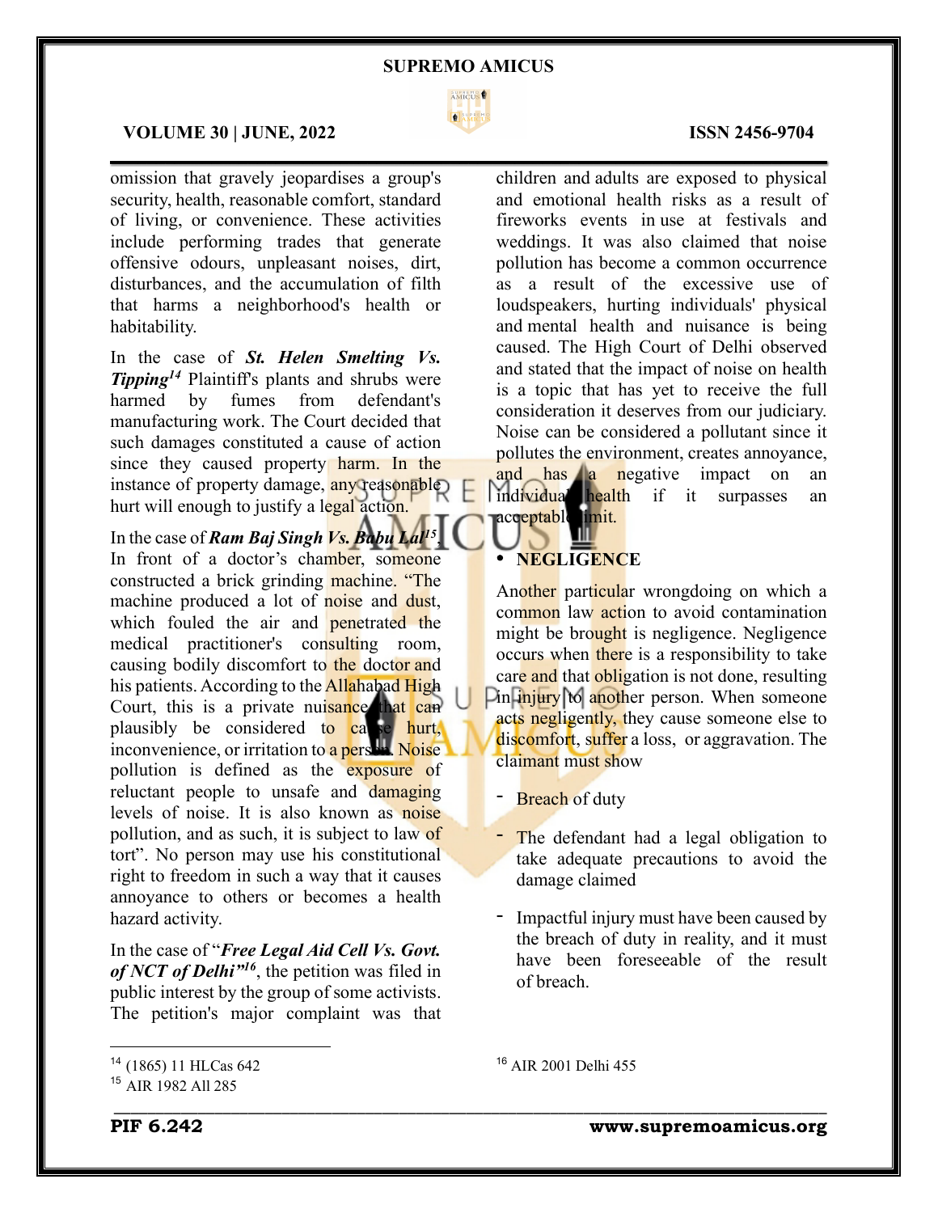omission that gravely jeopardises a group's security, health, reasonable comfort, standard of living, or convenience. These activities include performing trades that generate offensive odours, unpleasant noises, dirt, disturbances, and the accumulation of filth that harms a neighborhood's health or habitability.

In the case of ***St. Helen Smelting Vs. Tipping***[14] Plaintiff's plants and shrubs were harmed by fumes from defendant's manufacturing work. The Court decided that such damages constituted a cause of action since they caused property harm. In the instance of property damage, any reasonable hurt will enough to justify a legal action.

In the case of ***Ram Baj Singh Vs. Babu Lal***[15], In front of a doctor's chamber, someone constructed a brick grinding machine. "The machine produced a lot of noise and dust, which fouled the air and penetrated the medical practitioner's consulting room, causing bodily discomfort to the doctor and his patients. According to the Allahabad High Court, this is a private nuisance that can plausibly be considered to cause hurt, inconvenience, or irritation to a person. Noise pollution is defined as the exposure of reluctant people to unsafe and damaging levels of noise. It is also known as noise pollution, and as such, it is subject to law of tort". No person may use his constitutional right to freedom in such a way that it causes annoyance to others or becomes a health hazard activity.

In the case of "***Free Legal Aid Cell Vs. Govt. of NCT of Delhi***"[16], the petition was filed in public interest by the group of some activists. The petition's major complaint was that children and adults are exposed to physical and emotional health risks as a result of fireworks events in use at festivals and weddings. It was also claimed that noise pollution has become a common occurrence as a result of the excessive use of loudspeakers, hurting individuals' physical and mental health and nuisance is being caused. The High Court of Delhi observed and stated that the impact of noise on health is a topic that has yet to receive the full consideration it deserves from our judiciary. Noise can be considered a pollutant since it pollutes the environment, creates annoyance, and has a negative impact on an individual's health if it surpasses an acceptable limit.

- **NEGLIGENCE**

Another particular wrongdoing on which a common law action to avoid contamination might be brought is negligence. Negligence occurs when there is a responsibility to take care and that obligation is not done, resulting in injury to another person. When someone acts negligently, they cause someone else to discomfort, suffer a loss, or aggravation. The claimant must show

- Breach of duty
- The defendant had a legal obligation to take adequate precautions to avoid the damage claimed
- Impactful injury must have been caused by the breach of duty in reality, and it must have been foreseeable of the result of breach.

---

[14] (1865) 11 HLCas 642

[15] AIR 1982 All 285

[16] AIR 2001 Delhi 455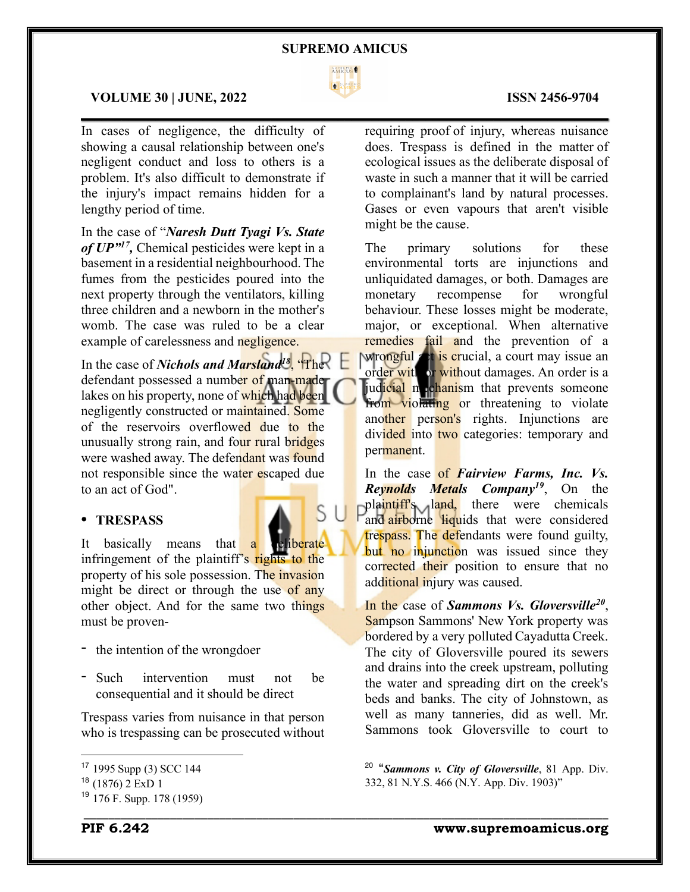In cases of negligence, the difficulty of showing a causal relationship between one's negligent conduct and loss to others is a problem. It's also difficult to demonstrate if the injury's impact remains hidden for a lengthy period of time.

In the case of "***Naresh Dutt Tyagi Vs. State of UP***"[17], Chemical pesticides were kept in a basement in a residential neighbourhood. The fumes from the pesticides poured into the next property through the ventilators, killing three children and a newborn in the mother's womb. The case was ruled to be a clear example of carelessness and negligence.

In the case of ***Nichols and Marsland***[18], "The defendant possessed a number of man-made lakes on his property, none of which had been negligently constructed or maintained. Some of the reservoirs overflowed due to the unusually strong rain, and four rural bridges were washed away. The defendant was found not responsible since the water escaped due to an act of God".

- **TRESPASS**

It basically means that a deliberate infringement of the plaintiff's rights to the property of his sole possession. The invasion might be direct or through the use of any other object. And for the same two things must be proven-

- the intention of the wrongdoer
- Such intervention must not be consequential and it should be direct

Trespass varies from nuisance in that person who is trespassing can be prosecuted without requiring proof of injury, whereas nuisance does. Trespass is defined in the matter of ecological issues as the deliberate disposal of waste in such a manner that it will be carried to complainant's land by natural processes. Gases or even vapours that aren't visible might be the cause.

The primary solutions for these environmental torts are injunctions and unliquidated damages, or both. Damages are monetary recompense for wrongful behaviour. These losses might be moderate, major, or exceptional. When alternative remedies fail and the prevention of a wrongful act is crucial, a court may issue an order with or without damages. An order is a judicial mechanism that prevents someone from violating or threatening to violate another person's rights. Injunctions are divided into two categories: temporary and permanent.

In the case of ***Fairview Farms, Inc. Vs. Reynolds Metals Company***[19], On the plaintiff's land, there were chemicals and airborne liquids that were considered trespass. The defendants were found guilty, but no injunction was issued since they corrected their position to ensure that no additional injury was caused.

In the case of ***Sammons Vs. Gloversville***[20], Sampson Sammons' New York property was bordered by a very polluted Cayadutta Creek. The city of Gloversville poured its sewers and drains into the creek upstream, polluting the water and spreading dirt on the creek's beds and banks. The city of Johnstown, as well as many tanneries, did as well. Mr. Sammons took Gloversville to court to

---

[17] 1995 Supp (3) SCC 144

[18] (1876) 2 ExD 1

[19] 176 F. Supp. 178 (1959)

[20] "***Sammons v. City of Gloversville***, 81 App. Div. 332, 81 N.Y.S. 466 (N.Y. App. Div. 1903)"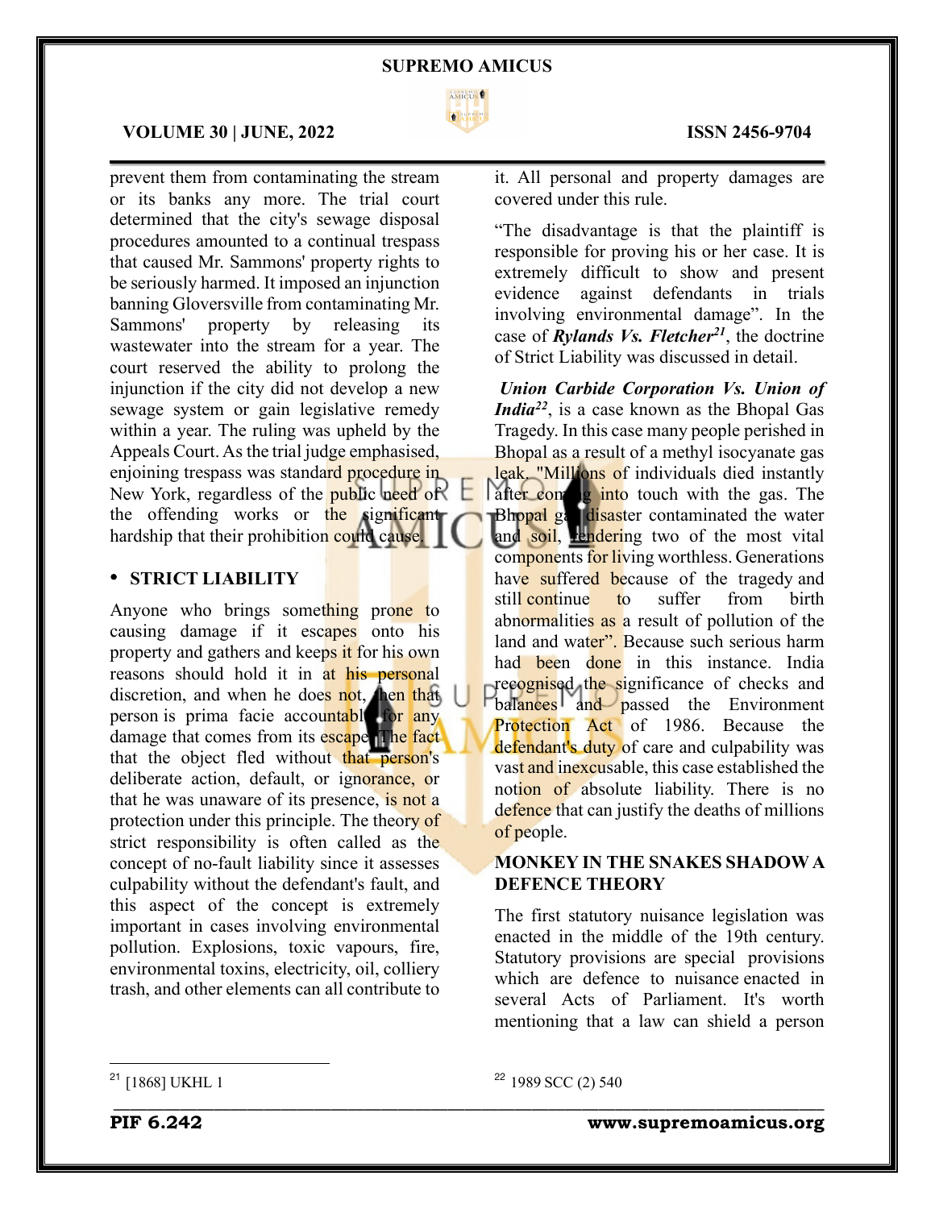prevent them from contaminating the stream or its banks any more. The trial court determined that the city's sewage disposal procedures amounted to a continual trespass that caused Mr. Sammons' property rights to be seriously harmed. It imposed an injunction banning Gloversville from contaminating Mr. Sammons' property by releasing its wastewater into the stream for a year. The court reserved the ability to prolong the injunction if the city did not develop a new sewage system or gain legislative remedy within a year. The ruling was upheld by the Appeals Court. As the trial judge emphasised, enjoining trespass was standard procedure in New York, regardless of the public need of the offending works or the significant hardship that their prohibition could cause.

- **STRICT LIABILITY**

Anyone who brings something prone to causing damage if it escapes onto his property and gathers and keeps it for his own reasons should hold it in at his personal discretion, and when he does not, then that person is prima facie accountable for any damage that comes from its escape. The fact that the object fled without that person's deliberate action, default, or ignorance, or that he was unaware of its presence, is not a protection under this principle. The theory of strict responsibility is often called as the concept of no-fault liability since it assesses culpability without the defendant's fault, and this aspect of the concept is extremely important in cases involving environmental pollution. Explosions, toxic vapours, fire, environmental toxins, electricity, oil, colliery trash, and other elements can all contribute to it. All personal and property damages are covered under this rule.

"The disadvantage is that the plaintiff is responsible for proving his or her case. It is extremely difficult to show and present evidence against defendants in trials involving environmental damage". In the case of ***Rylands Vs. Fletcher***[21], the doctrine of Strict Liability was discussed in detail.

***Union Carbide Corporation Vs. Union of India***[22], is a case known as the Bhopal Gas Tragedy. In this case many people perished in Bhopal as a result of a methyl isocyanate gas leak. "Millions of individuals died instantly after coming into touch with the gas. The Bhopal gas disaster contaminated the water and soil, rendering two of the most vital components for living worthless. Generations have suffered because of the tragedy and still continue to suffer from birth abnormalities as a result of pollution of the land and water". Because such serious harm had been done in this instance. India recognised the significance of checks and balances and passed the Environment Protection Act of 1986. Because the defendant's duty of care and culpability was vast and inexcusable, this case established the notion of absolute liability. There is no defence that can justify the deaths of millions of people.

**MONKEY IN THE SNAKES SHADOW A DEFENCE THEORY**

The first statutory nuisance legislation was enacted in the middle of the 19th century. Statutory provisions are special provisions which are defence to nuisance enacted in several Acts of Parliament. It's worth mentioning that a law can shield a person

---

[21] [1868] UKHL 1

[22] 1989 SCC (2) 540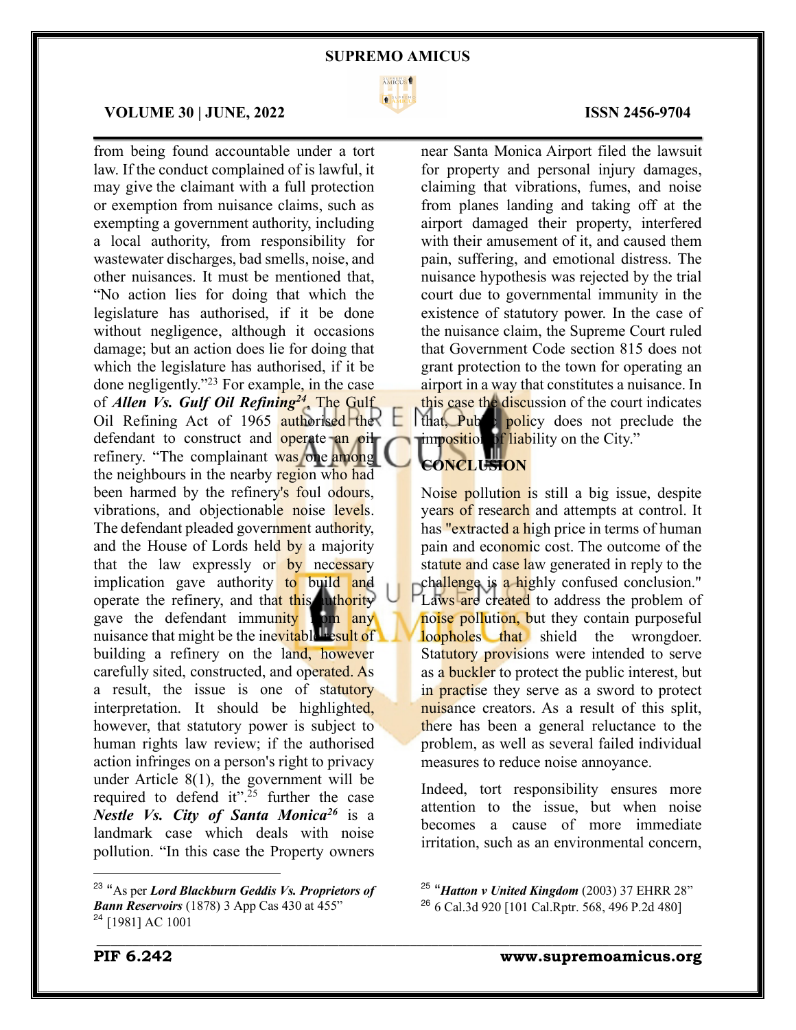from being found accountable under a tort law. If the conduct complained of is lawful, it may give the claimant with a full protection or exemption from nuisance claims, such as exempting a government authority, including a local authority, from responsibility for wastewater discharges, bad smells, noise, and other nuisances. It must be mentioned that, "No action lies for doing that which the legislature has authorised, if it be done without negligence, although it occasions damage; but an action does lie for doing that which the legislature has authorised, if it be done negligently."[23] For example, in the case of ***Allen Vs. Gulf Oil Refining***[24], The Gulf Oil Refining Act of 1965 authorised the defendant to construct and operate an oil refinery. "The complainant was one among the neighbours in the nearby region who had been harmed by the refinery's foul odours, vibrations, and objectionable noise levels. The defendant pleaded government authority, and the House of Lords held by a majority that the law expressly or by necessary implication gave authority to build and operate the refinery, and that this authority gave the defendant immunity from any nuisance that might be the inevitable result of building a refinery on the land, however carefully sited, constructed, and operated. As a result, the issue is one of statutory interpretation. It should be highlighted, however, that statutory power is subject to human rights law review; if the authorised action infringes on a person's right to privacy under Article 8(1), the government will be required to defend it".[25] further the case ***Nestle Vs. City of Santa Monica***[26] is a landmark case which deals with noise pollution. "In this case the Property owners near Santa Monica Airport filed the lawsuit for property and personal injury damages, claiming that vibrations, fumes, and noise from planes landing and taking off at the airport damaged their property, interfered with their amusement of it, and caused them pain, suffering, and emotional distress. The nuisance hypothesis was rejected by the trial court due to governmental immunity in the existence of statutory power. In the case of the nuisance claim, the Supreme Court ruled that Government Code section 815 does not grant protection to the town for operating an airport in a way that constitutes a nuisance. In this case the discussion of the court indicates that, Public policy does not preclude the imposition of liability on the City."

## CONCLUSION

Noise pollution is still a big issue, despite years of research and attempts at control. It has "extracted a high price in terms of human pain and economic cost. The outcome of the statute and case law generated in reply to the challenge is a highly confused conclusion." Laws are created to address the problem of noise pollution, but they contain purposeful loopholes that shield the wrongdoer. Statutory provisions were intended to serve as a buckler to protect the public interest, but in practise they serve as a sword to protect nuisance creators. As a result of this split, there has been a general reluctance to the problem, as well as several failed individual measures to reduce noise annoyance.

Indeed, tort responsibility ensures more attention to the issue, but when noise becomes a cause of more immediate irritation, such as an environmental concern,

---

[23] "As per ***Lord Blackburn Geddis Vs. Proprietors of Bann Reservoirs*** (1878) 3 App Cas 430 at 455"

[24] [1981] AC 1001

[25] "***Hatton v United Kingdom*** (2003) 37 EHRR 28"

[26] 6 Cal.3d 920 [101 Cal.Rptr. 568, 496 P.2d 480]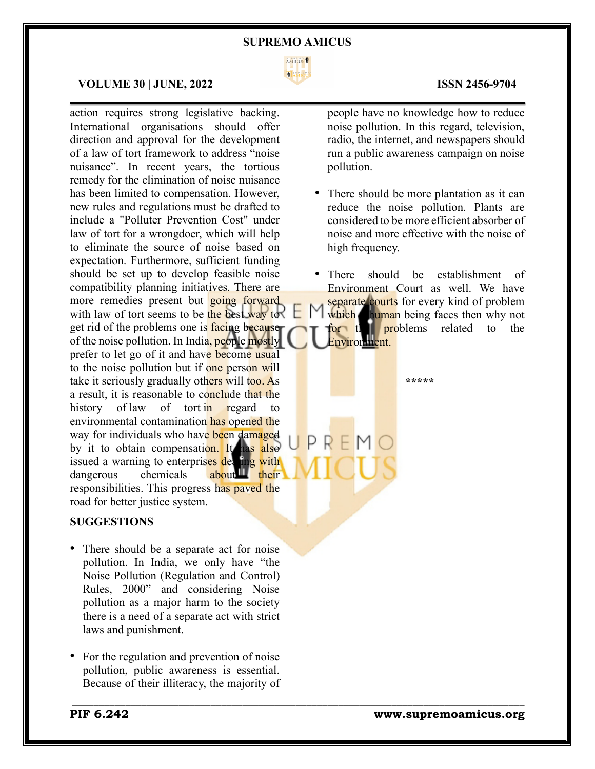action requires strong legislative backing. International organisations should offer direction and approval for the development of a law of tort framework to address "noise nuisance". In recent years, the tortious remedy for the elimination of noise nuisance has been limited to compensation. However, new rules and regulations must be drafted to include a "Polluter Prevention Cost" under law of tort for a wrongdoer, which will help to eliminate the source of noise based on expectation. Furthermore, sufficient funding should be set up to develop feasible noise compatibility planning initiatives. There are more remedies present but going forward with law of tort seems to be the best way to get rid of the problems one is facing because of the noise pollution. In India, people mostly prefer to let go of it and have become usual to the noise pollution but if one person will take it seriously gradually others will too. As a result, it is reasonable to conclude that the history of law of tort in regard to environmental contamination has opened the way for individuals who have been damaged by it to obtain compensation. It has also issued a warning to enterprises dealing with dangerous chemicals about their responsibilities. This progress has paved the road for better justice system.

## SUGGESTIONS

- There should be a separate act for noise pollution. In India, we only have "the Noise Pollution (Regulation and Control) Rules, 2000" and considering Noise pollution as a major harm to the society there is a need of a separate act with strict laws and punishment.

- For the regulation and prevention of noise pollution, public awareness is essential. Because of their illiteracy, the majority of people have no knowledge how to reduce noise pollution. In this regard, television, radio, the internet, and newspapers should run a public awareness campaign on noise pollution.

- There should be more plantation as it can reduce the noise pollution. Plants are considered to be more efficient absorber of noise and more effective with the noise of high frequency.

- There should be establishment of Environment Court as well. We have separate courts for every kind of problem which human being faces then why not for the problems related to the Environment.

*****